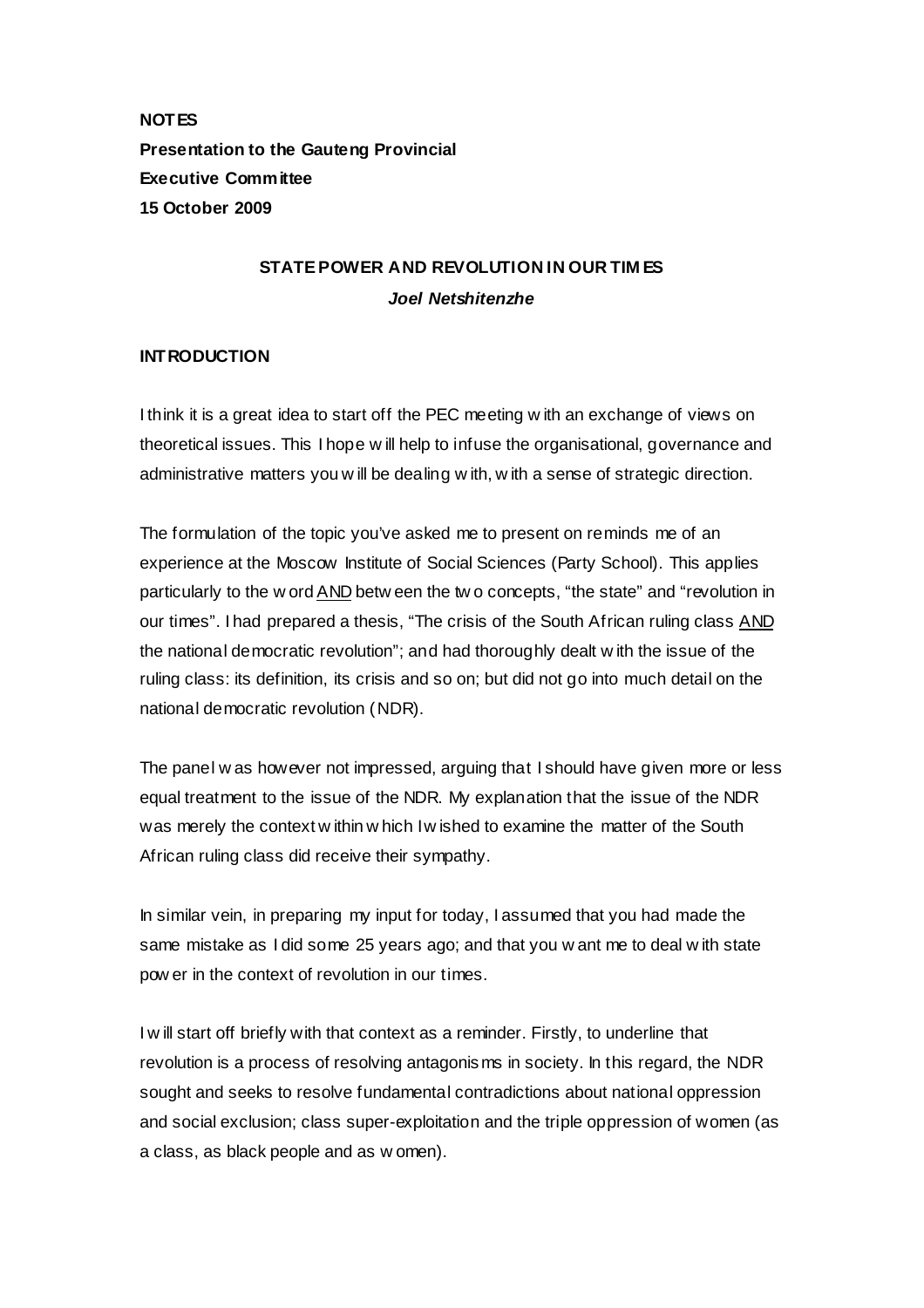**NOTES**
**Presentation to the Gauteng Provincial**
**Executive Committee**
**15 October 2009**

# STATE POWER AND REVOLUTION IN OUR TIMES

***Joel Netshitenzhe***

## INTRODUCTION

I think it is a great idea to start off the PEC meeting with an exchange of views on theoretical issues. This I hope will help to infuse the organisational, governance and administrative matters you will be dealing with, with a sense of strategic direction.

The formulation of the topic you've asked me to present on reminds me of an experience at the Moscow Institute of Social Sciences (Party School). This applies particularly to the word <u>AND</u> between the two concepts, "the state" and "revolution in our times". I had prepared a thesis, "The crisis of the South African ruling class <u>AND</u> the national democratic revolution"; and had thoroughly dealt with the issue of the ruling class: its definition, its crisis and so on; but did not go into much detail on the national democratic revolution (NDR).

The panel was however not impressed, arguing that I should have given more or less equal treatment to the issue of the NDR. My explanation that the issue of the NDR was merely the context within which I wished to examine the matter of the South African ruling class did receive their sympathy.

In similar vein, in preparing my input for today, I assumed that you had made the same mistake as I did some 25 years ago; and that you want me to deal with state power in the context of revolution in our times.

I will start off briefly with that context as a reminder. Firstly, to underline that revolution is a process of resolving antagonisms in society. In this regard, the NDR sought and seeks to resolve fundamental contradictions about national oppression and social exclusion; class super-exploitation and the triple oppression of women (as a class, as black people and as women).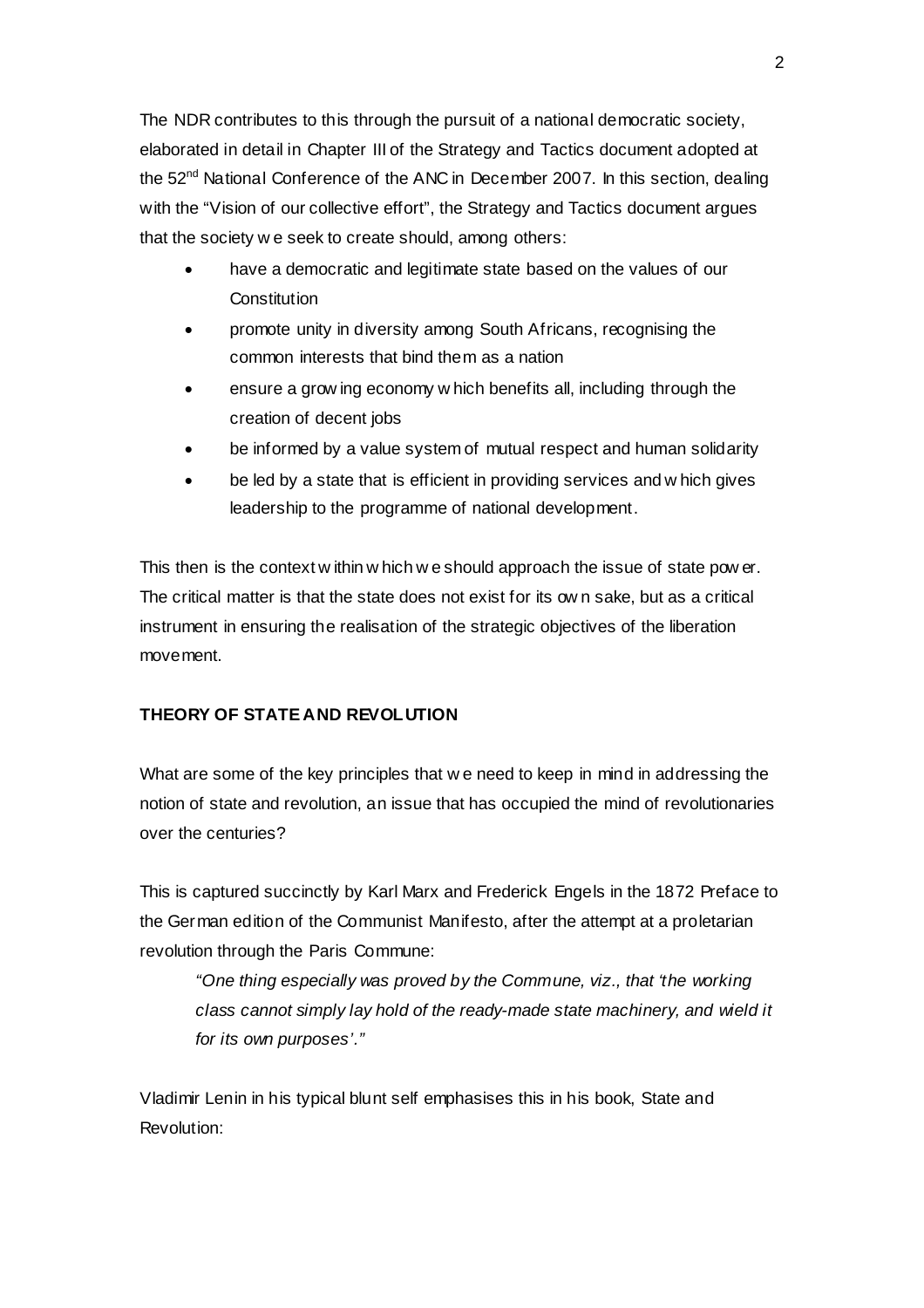The NDR contributes to this through the pursuit of a national democratic society, elaborated in detail in Chapter III of the Strategy and Tactics document adopted at the 52nd National Conference of the ANC in December 2007. In this section, dealing with the "Vision of our collective effort", the Strategy and Tactics document argues that the society we seek to create should, among others:

- have a democratic and legitimate state based on the values of our Constitution
- promote unity in diversity among South Africans, recognising the common interests that bind them as a nation
- ensure a growing economy which benefits all, including through the creation of decent jobs
- be informed by a value system of mutual respect and human solidarity
- be led by a state that is efficient in providing services and which gives leadership to the programme of national development.

This then is the context within which we should approach the issue of state power. The critical matter is that the state does not exist for its own sake, but as a critical instrument in ensuring the realisation of the strategic objectives of the liberation movement.

**THEORY OF STATE AND REVOLUTION**

What are some of the key principles that we need to keep in mind in addressing the notion of state and revolution, an issue that has occupied the mind of revolutionaries over the centuries?

This is captured succinctly by Karl Marx and Frederick Engels in the 1872 Preface to the German edition of the Communist Manifesto, after the attempt at a proletarian revolution through the Paris Commune:

> *"One thing especially was proved by the Commune, viz., that 'the working class cannot simply lay hold of the ready-made state machinery, and wield it for its own purposes'."*

Vladimir Lenin in his typical blunt self emphasises this in his book, State and Revolution: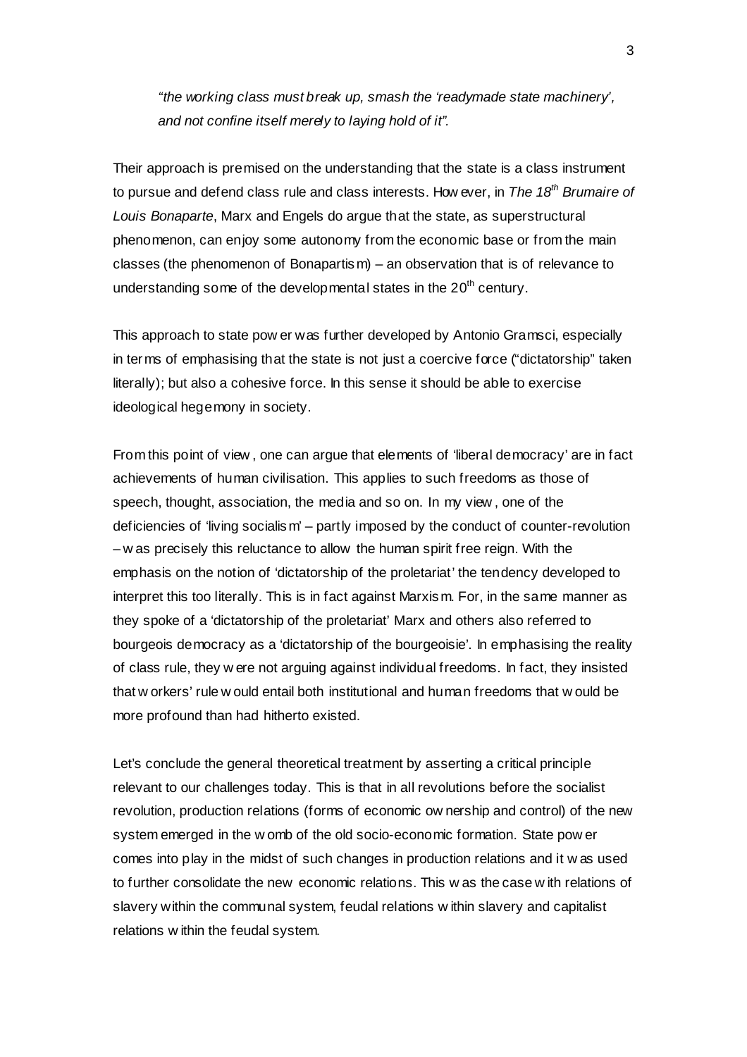> *"the working class must break up, smash the 'readymade state machinery', and not confine itself merely to laying hold of it".*

Their approach is premised on the understanding that the state is a class instrument to pursue and defend class rule and class interests. However, in *The 18th Brumaire of Louis Bonaparte*, Marx and Engels do argue that the state, as superstructural phenomenon, can enjoy some autonomy from the economic base or from the main classes (the phenomenon of Bonapartism) – an observation that is of relevance to understanding some of the developmental states in the 20th century.

This approach to state power was further developed by Antonio Gramsci, especially in terms of emphasising that the state is not just a coercive force ("dictatorship" taken literally); but also a cohesive force. In this sense it should be able to exercise ideological hegemony in society.

From this point of view, one can argue that elements of 'liberal democracy' are in fact achievements of human civilisation. This applies to such freedoms as those of speech, thought, association, the media and so on. In my view, one of the deficiencies of 'living socialism' – partly imposed by the conduct of counter-revolution – was precisely this reluctance to allow the human spirit free reign. With the emphasis on the notion of 'dictatorship of the proletariat' the tendency developed to interpret this too literally. This is in fact against Marxism. For, in the same manner as they spoke of a 'dictatorship of the proletariat' Marx and others also referred to bourgeois democracy as a 'dictatorship of the bourgeoisie'. In emphasising the reality of class rule, they were not arguing against individual freedoms. In fact, they insisted that workers' rule would entail both institutional and human freedoms that would be more profound than had hitherto existed.

Let's conclude the general theoretical treatment by asserting a critical principle relevant to our challenges today. This is that in all revolutions before the socialist revolution, production relations (forms of economic ownership and control) of the new system emerged in the womb of the old socio-economic formation. State power comes into play in the midst of such changes in production relations and it was used to further consolidate the new economic relations. This was the case with relations of slavery within the communal system, feudal relations within slavery and capitalist relations within the feudal system.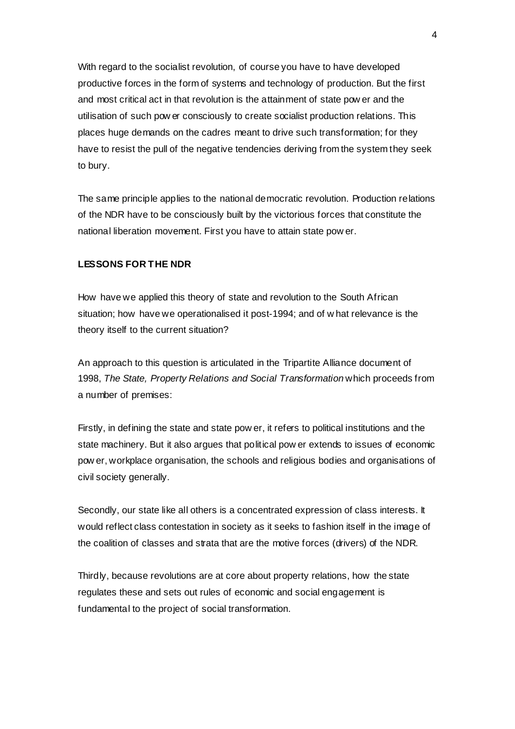With regard to the socialist revolution, of course you have to have developed productive forces in the form of systems and technology of production. But the first and most critical act in that revolution is the attainment of state power and the utilisation of such power consciously to create socialist production relations. This places huge demands on the cadres meant to drive such transformation; for they have to resist the pull of the negative tendencies deriving from the system they seek to bury.

The same principle applies to the national democratic revolution. Production relations of the NDR have to be consciously built by the victorious forces that constitute the national liberation movement. First you have to attain state power.

**LESSONS FOR THE NDR**

How have we applied this theory of state and revolution to the South African situation; how have we operationalised it post-1994; and of what relevance is the theory itself to the current situation?

An approach to this question is articulated in the Tripartite Alliance document of 1998, *The State, Property Relations and Social Transformation* which proceeds from a number of premises:

Firstly, in defining the state and state power, it refers to political institutions and the state machinery. But it also argues that political power extends to issues of economic power, workplace organisation, the schools and religious bodies and organisations of civil society generally.

Secondly, our state like all others is a concentrated expression of class interests. It would reflect class contestation in society as it seeks to fashion itself in the image of the coalition of classes and strata that are the motive forces (drivers) of the NDR.

Thirdly, because revolutions are at core about property relations, how the state regulates these and sets out rules of economic and social engagement is fundamental to the project of social transformation.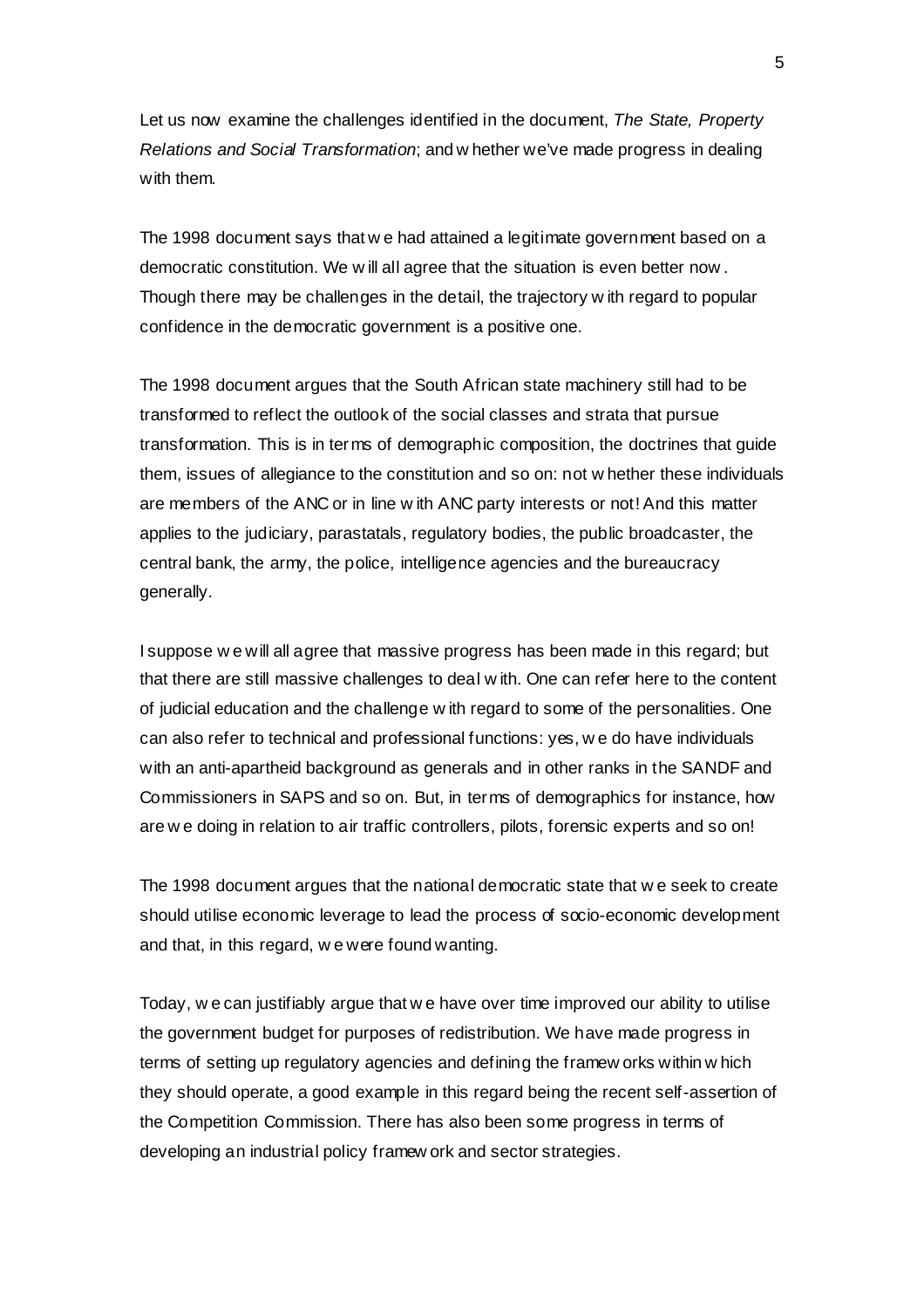Let us now examine the challenges identified in the document, *The State, Property Relations and Social Transformation*; and whether we've made progress in dealing with them.

The 1998 document says that we had attained a legitimate government based on a democratic constitution. We will all agree that the situation is even better now. Though there may be challenges in the detail, the trajectory with regard to popular confidence in the democratic government is a positive one.

The 1998 document argues that the South African state machinery still had to be transformed to reflect the outlook of the social classes and strata that pursue transformation. This is in terms of demographic composition, the doctrines that guide them, issues of allegiance to the constitution and so on: not whether these individuals are members of the ANC or in line with ANC party interests or not! And this matter applies to the judiciary, parastatals, regulatory bodies, the public broadcaster, the central bank, the army, the police, intelligence agencies and the bureaucracy generally.

I suppose we will all agree that massive progress has been made in this regard; but that there are still massive challenges to deal with. One can refer here to the content of judicial education and the challenge with regard to some of the personalities. One can also refer to technical and professional functions: yes, we do have individuals with an anti-apartheid background as generals and in other ranks in the SANDF and Commissioners in SAPS and so on. But, in terms of demographics for instance, how are we doing in relation to air traffic controllers, pilots, forensic experts and so on!

The 1998 document argues that the national democratic state that we seek to create should utilise economic leverage to lead the process of socio-economic development and that, in this regard, we were found wanting.

Today, we can justifiably argue that we have over time improved our ability to utilise the government budget for purposes of redistribution. We have made progress in terms of setting up regulatory agencies and defining the frameworks within which they should operate, a good example in this regard being the recent self-assertion of the Competition Commission. There has also been some progress in terms of developing an industrial policy framework and sector strategies.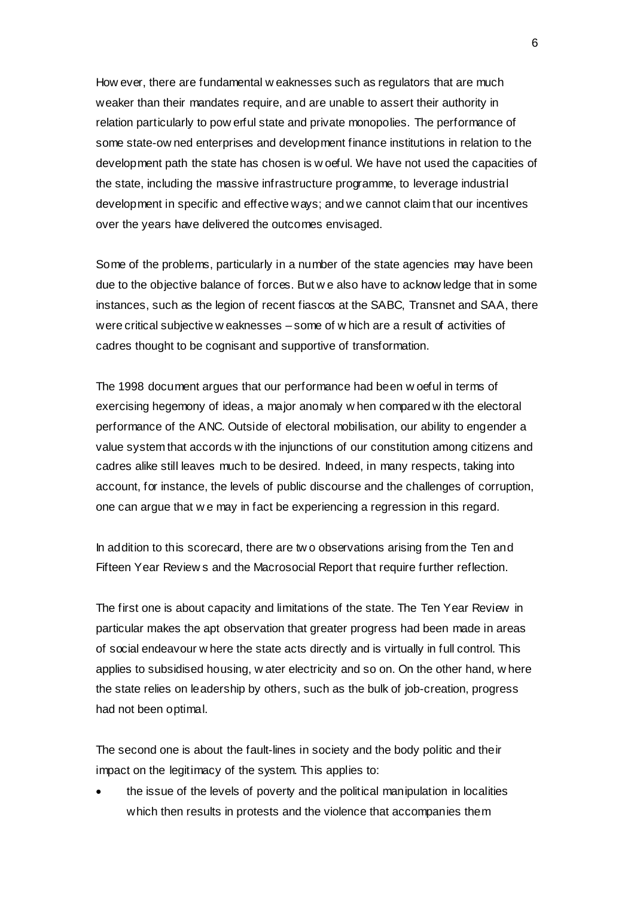However, there are fundamental weaknesses such as regulators that are much weaker than their mandates require, and are unable to assert their authority in relation particularly to powerful state and private monopolies. The performance of some state-owned enterprises and development finance institutions in relation to the development path the state has chosen is woeful. We have not used the capacities of the state, including the massive infrastructure programme, to leverage industrial development in specific and effective ways; and we cannot claim that our incentives over the years have delivered the outcomes envisaged.

Some of the problems, particularly in a number of the state agencies may have been due to the objective balance of forces. But we also have to acknowledge that in some instances, such as the legion of recent fiascos at the SABC, Transnet and SAA, there were critical subjective weaknesses – some of which are a result of activities of cadres thought to be cognisant and supportive of transformation.

The 1998 document argues that our performance had been woeful in terms of exercising hegemony of ideas, a major anomaly when compared with the electoral performance of the ANC. Outside of electoral mobilisation, our ability to engender a value system that accords with the injunctions of our constitution among citizens and cadres alike still leaves much to be desired. Indeed, in many respects, taking into account, for instance, the levels of public discourse and the challenges of corruption, one can argue that we may in fact be experiencing a regression in this regard.

In addition to this scorecard, there are two observations arising from the Ten and Fifteen Year Reviews and the Macrosocial Report that require further reflection.

The first one is about capacity and limitations of the state. The Ten Year Review in particular makes the apt observation that greater progress had been made in areas of social endeavour where the state acts directly and is virtually in full control. This applies to subsidised housing, water electricity and so on. On the other hand, where the state relies on leadership by others, such as the bulk of job-creation, progress had not been optimal.

The second one is about the fault-lines in society and the body politic and their impact on the legitimacy of the system. This applies to:

- the issue of the levels of poverty and the political manipulation in localities which then results in protests and the violence that accompanies them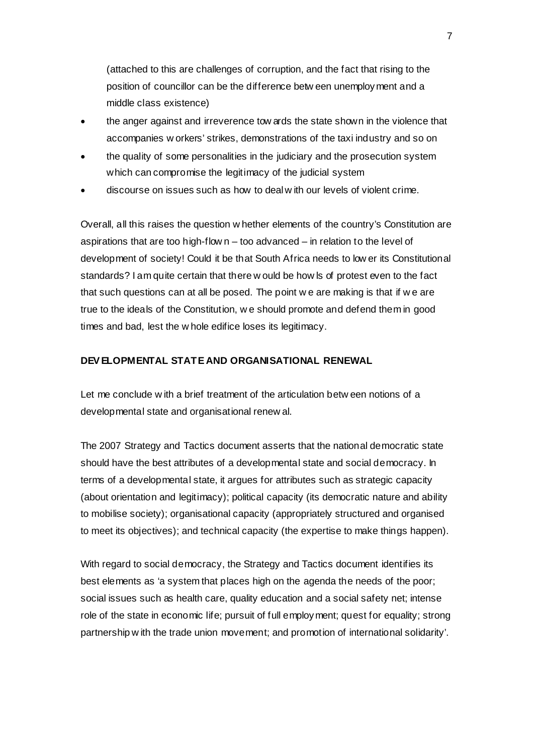(attached to this are challenges of corruption, and the fact that rising to the position of councillor can be the difference between unemployment and a middle class existence)

- the anger against and irreverence towards the state shown in the violence that accompanies workers' strikes, demonstrations of the taxi industry and so on
- the quality of some personalities in the judiciary and the prosecution system which can compromise the legitimacy of the judicial system
- discourse on issues such as how to deal with our levels of violent crime.

Overall, all this raises the question whether elements of the country's Constitution are aspirations that are too high-flown – too advanced – in relation to the level of development of society! Could it be that South Africa needs to lower its Constitutional standards? I am quite certain that there would be howls of protest even to the fact that such questions can at all be posed. The point we are making is that if we are true to the ideals of the Constitution, we should promote and defend them in good times and bad, lest the whole edifice loses its legitimacy.

**DEVELOPMENTAL STATE AND ORGANISATIONAL RENEWAL**

Let me conclude with a brief treatment of the articulation between notions of a developmental state and organisational renewal.

The 2007 Strategy and Tactics document asserts that the national democratic state should have the best attributes of a developmental state and social democracy. In terms of a developmental state, it argues for attributes such as strategic capacity (about orientation and legitimacy); political capacity (its democratic nature and ability to mobilise society); organisational capacity (appropriately structured and organised to meet its objectives); and technical capacity (the expertise to make things happen).

With regard to social democracy, the Strategy and Tactics document identifies its best elements as 'a system that places high on the agenda the needs of the poor; social issues such as health care, quality education and a social safety net; intense role of the state in economic life; pursuit of full employment; quest for equality; strong partnership with the trade union movement; and promotion of international solidarity'.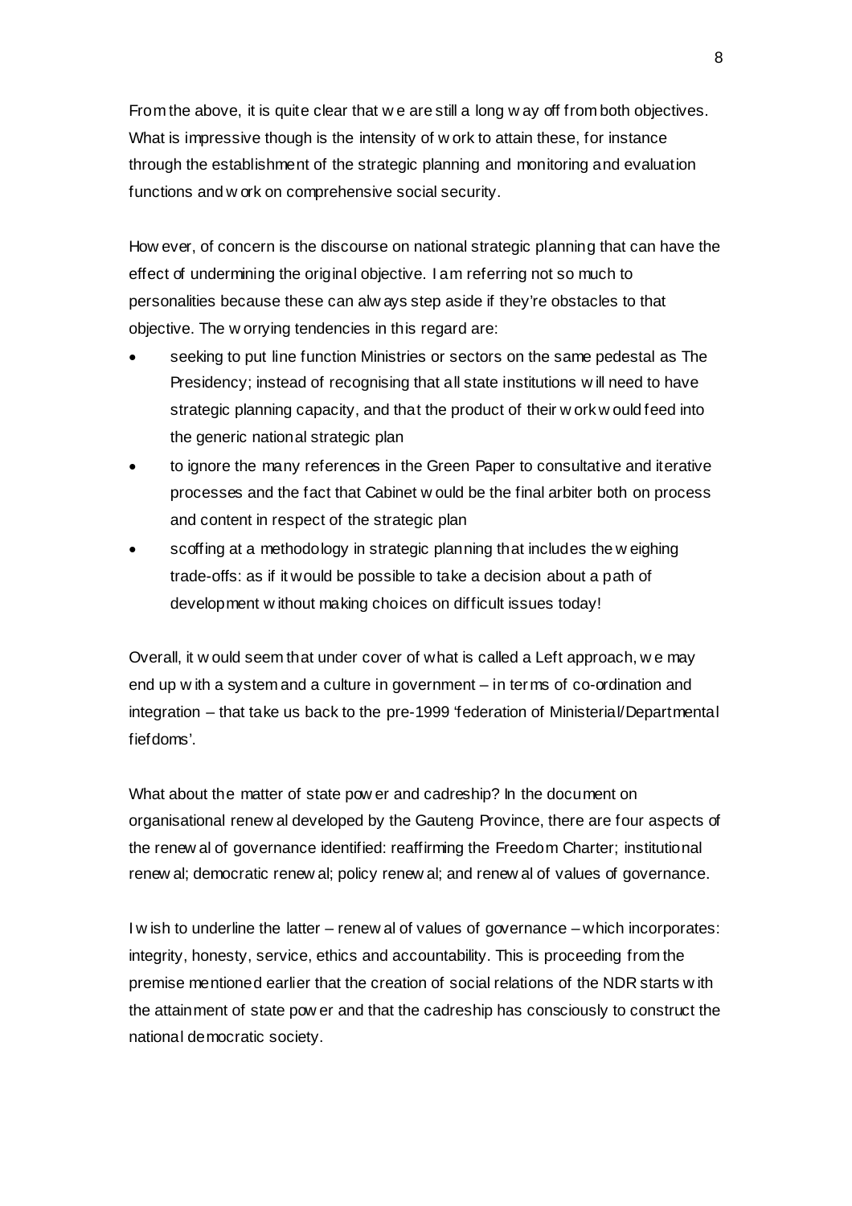From the above, it is quite clear that we are still a long way off from both objectives. What is impressive though is the intensity of work to attain these, for instance through the establishment of the strategic planning and monitoring and evaluation functions and work on comprehensive social security.

However, of concern is the discourse on national strategic planning that can have the effect of undermining the original objective. I am referring not so much to personalities because these can always step aside if they're obstacles to that objective. The worrying tendencies in this regard are:

- seeking to put line function Ministries or sectors on the same pedestal as The Presidency; instead of recognising that all state institutions will need to have strategic planning capacity, and that the product of their work would feed into the generic national strategic plan
- to ignore the many references in the Green Paper to consultative and iterative processes and the fact that Cabinet would be the final arbiter both on process and content in respect of the strategic plan
- scoffing at a methodology in strategic planning that includes the weighing trade-offs: as if it would be possible to take a decision about a path of development without making choices on difficult issues today!

Overall, it would seem that under cover of what is called a Left approach, we may end up with a system and a culture in government – in terms of co-ordination and integration – that take us back to the pre-1999 'federation of Ministerial/Departmental fiefdoms'.

What about the matter of state power and cadreship? In the document on organisational renewal developed by the Gauteng Province, there are four aspects of the renewal of governance identified: reaffirming the Freedom Charter; institutional renewal; democratic renewal; policy renewal; and renewal of values of governance.

I wish to underline the latter – renewal of values of governance – which incorporates: integrity, honesty, service, ethics and accountability. This is proceeding from the premise mentioned earlier that the creation of social relations of the NDR starts with the attainment of state power and that the cadreship has consciously to construct the national democratic society.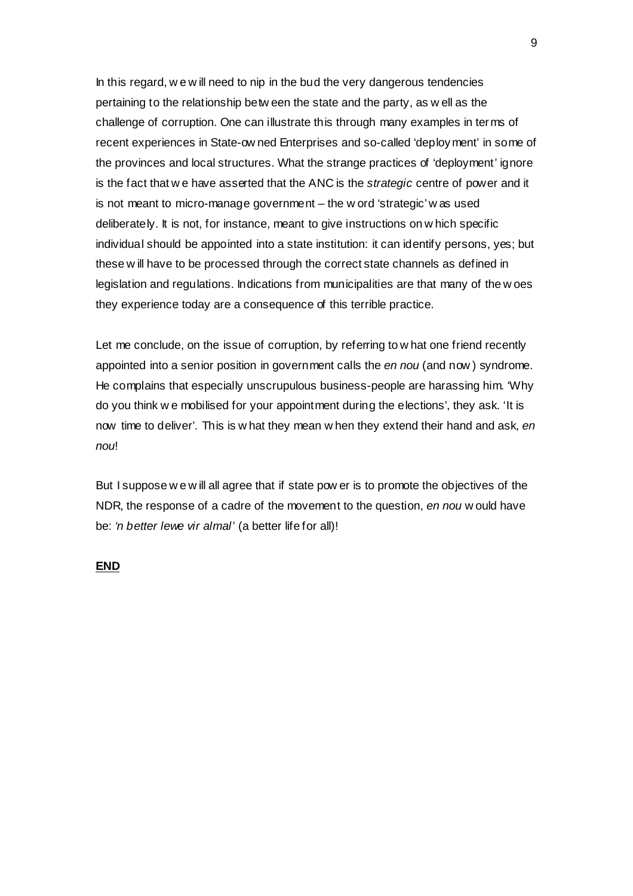In this regard, we will need to nip in the bud the very dangerous tendencies pertaining to the relationship between the state and the party, as well as the challenge of corruption. One can illustrate this through many examples in terms of recent experiences in State-owned Enterprises and so-called 'deployment' in some of the provinces and local structures. What the strange practices of 'deployment' ignore is the fact that we have asserted that the ANC is the *strategic* centre of power and it is not meant to micro-manage government – the word 'strategic' was used deliberately. It is not, for instance, meant to give instructions on which specific individual should be appointed into a state institution: it can identify persons, yes; but these will have to be processed through the correct state channels as defined in legislation and regulations. Indications from municipalities are that many of the woes they experience today are a consequence of this terrible practice.

Let me conclude, on the issue of corruption, by referring to what one friend recently appointed into a senior position in government calls the *en nou* (and now) syndrome. He complains that especially unscrupulous business-people are harassing him. 'Why do you think we mobilised for your appointment during the elections', they ask. 'It is now time to deliver'. This is what they mean when they extend their hand and ask, *en nou*!

But I suppose we will all agree that if state power is to promote the objectives of the NDR, the response of a cadre of the movement to the question, *en nou* would have be: *'n better lewe vir almal'* (a better life for all)!

**END**